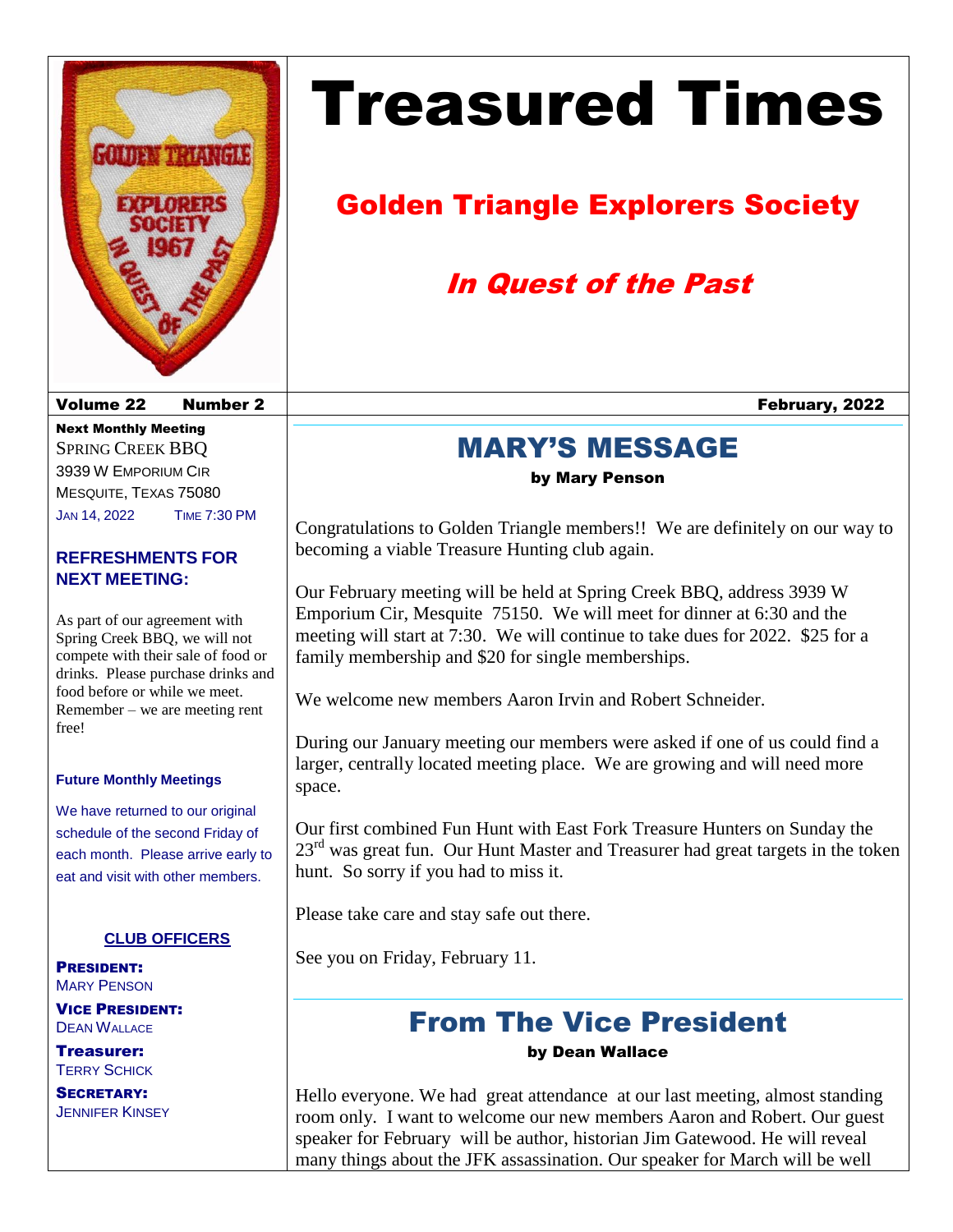# Treasured Times

## Golden Triangle Explorers Society

### *In Quest of the Past*

**Volume 22 Number 2** **February, 2022**

**Next Monthly Meeting**
SPRING CREEK BBQ
3939 W EMPORIUM CIR
MESQUITE, TEXAS 75080
JAN 14, 2022 TIME 7:30 PM

**REFRESHMENTS FOR NEXT MEETING:**

As part of our agreement with Spring Creek BBQ, we will not compete with their sale of food or drinks. Please purchase drinks and food before or while we meet. Remember – we are meeting rent free!

**Future Monthly Meetings**

We have returned to our original schedule of the second Friday of each month. Please arrive early to eat and visit with other members.

**CLUB OFFICERS**

**PRESIDENT:**
MARY PENSON

**VICE PRESIDENT:**
DEAN WALLACE

**Treasurer:**
TERRY SCHICK

**SECRETARY:**
JENNIFER KINSEY

## MARY'S MESSAGE

**by Mary Penson**

Congratulations to Golden Triangle members!! We are definitely on our way to becoming a viable Treasure Hunting club again.

Our February meeting will be held at Spring Creek BBQ, address 3939 W Emporium Cir, Mesquite 75150. We will meet for dinner at 6:30 and the meeting will start at 7:30. We will continue to take dues for 2022. $25 for a family membership and $20 for single memberships.

We welcome new members Aaron Irvin and Robert Schneider.

During our January meeting our members were asked if one of us could find a larger, centrally located meeting place. We are growing and will need more space.

Our first combined Fun Hunt with East Fork Treasure Hunters on Sunday the 23rd was great fun. Our Hunt Master and Treasurer had great targets in the token hunt. So sorry if you had to miss it.

Please take care and stay safe out there.

See you on Friday, February 11.

## From The Vice President

**by Dean Wallace**

Hello everyone. We had great attendance at our last meeting, almost standing room only. I want to welcome our new members Aaron and Robert. Our guest speaker for February will be author, historian Jim Gatewood. He will reveal many things about the JFK assassination. Our speaker for March will be well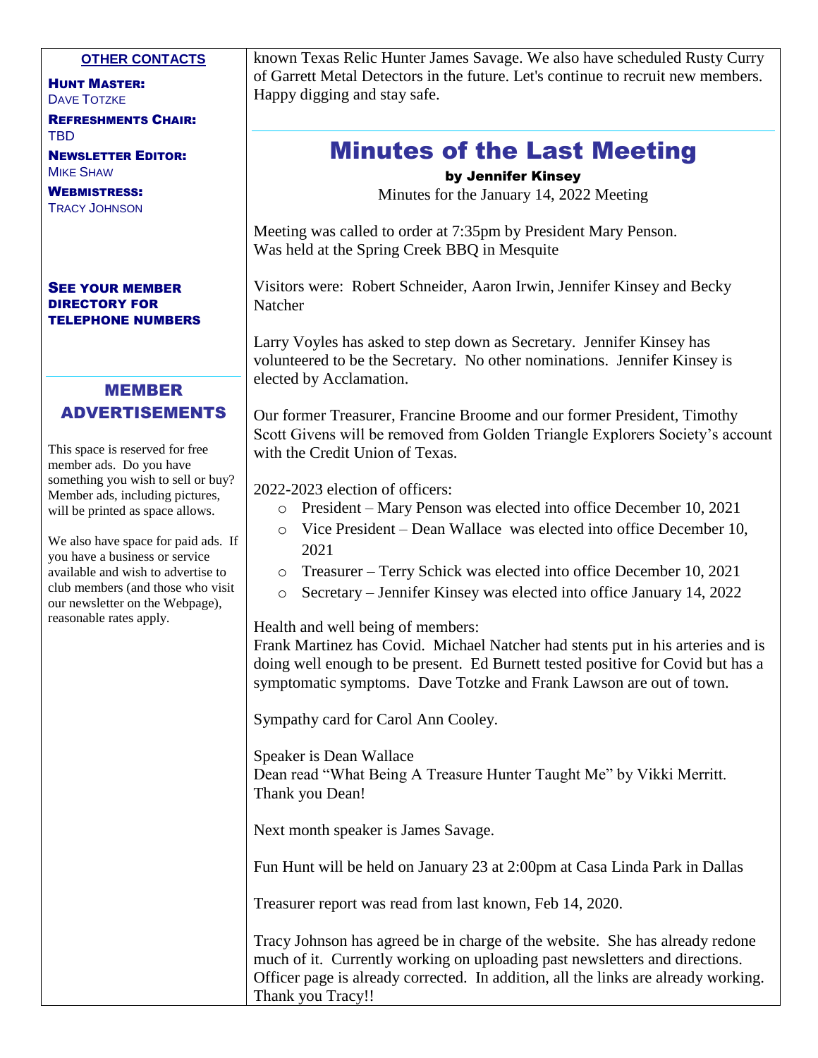**OTHER CONTACTS**

**HUNT MASTER:**
DAVE TOTZKE

**REFRESHMENTS CHAIR:**
TBD

**NEWSLETTER EDITOR:**
MIKE SHAW

**WEBMISTRESS:**
TRACY JOHNSON

**SEE YOUR MEMBER DIRECTORY FOR TELEPHONE NUMBERS**

## MEMBER ADVERTISEMENTS

This space is reserved for free member ads. Do you have something you wish to sell or buy? Member ads, including pictures, will be printed as space allows.

We also have space for paid ads. If you have a business or service available and wish to advertise to club members (and those who visit our newsletter on the Webpage), reasonable rates apply.

known Texas Relic Hunter James Savage. We also have scheduled Rusty Curry of Garrett Metal Detectors in the future. Let's continue to recruit new members. Happy digging and stay safe.

# Minutes of the Last Meeting

**by Jennifer Kinsey**

Minutes for the January 14, 2022 Meeting

Meeting was called to order at 7:35pm by President Mary Penson.
Was held at the Spring Creek BBQ in Mesquite

Visitors were: Robert Schneider, Aaron Irwin, Jennifer Kinsey and Becky Natcher

Larry Voyles has asked to step down as Secretary. Jennifer Kinsey has volunteered to be the Secretary. No other nominations. Jennifer Kinsey is elected by Acclamation.

Our former Treasurer, Francine Broome and our former President, Timothy Scott Givens will be removed from Golden Triangle Explorers Society's account with the Credit Union of Texas.

2022-2023 election of officers:

- President – Mary Penson was elected into office December 10, 2021
- Vice President – Dean Wallace was elected into office December 10, 2021
- Treasurer – Terry Schick was elected into office December 10, 2021
- Secretary – Jennifer Kinsey was elected into office January 14, 2022

Health and well being of members:
Frank Martinez has Covid. Michael Natcher had stents put in his arteries and is doing well enough to be present. Ed Burnett tested positive for Covid but has a symptomatic symptoms. Dave Totzke and Frank Lawson are out of town.

Sympathy card for Carol Ann Cooley.

Speaker is Dean Wallace
Dean read "What Being A Treasure Hunter Taught Me" by Vikki Merritt.
Thank you Dean!

Next month speaker is James Savage.

Fun Hunt will be held on January 23 at 2:00pm at Casa Linda Park in Dallas

Treasurer report was read from last known, Feb 14, 2020.

Tracy Johnson has agreed be in charge of the website. She has already redone much of it. Currently working on uploading past newsletters and directions. Officer page is already corrected. In addition, all the links are already working. Thank you Tracy!!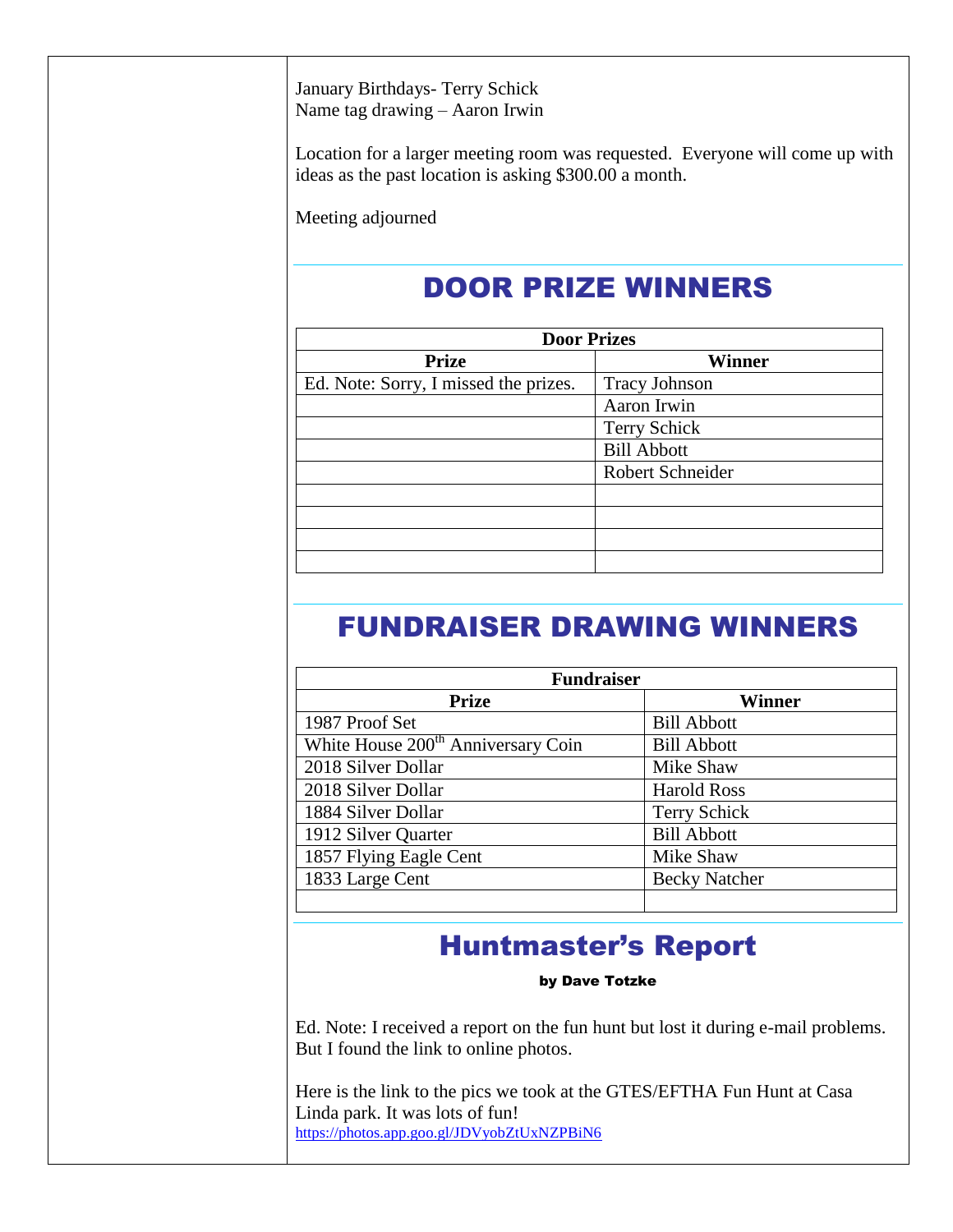January Birthdays- Terry Schick
Name tag drawing – Aaron Irwin

Location for a larger meeting room was requested. Everyone will come up with ideas as the past location is asking $300.00 a month.

Meeting adjourned

## DOOR PRIZE WINNERS

| Door Prizes | |
|---|---|
| **Prize** | **Winner** |
| Ed. Note: Sorry, I missed the prizes. | Tracy Johnson |
| | Aaron Irwin |
| | Terry Schick |
| | Bill Abbott |
| | Robert Schneider |
| | |
| | |
| | |
| | |

## FUNDRAISER DRAWING WINNERS

| Fundraiser | |
|---|---|
| **Prize** | **Winner** |
| 1987 Proof Set | Bill Abbott |
| White House 200th Anniversary Coin | Bill Abbott |
| 2018 Silver Dollar | Mike Shaw |
| 2018 Silver Dollar | Harold Ross |
| 1884 Silver Dollar | Terry Schick |
| 1912 Silver Quarter | Bill Abbott |
| 1857 Flying Eagle Cent | Mike Shaw |
| 1833 Large Cent | Becky Natcher |
| | |

## Huntmaster's Report

**by Dave Totzke**

Ed. Note: I received a report on the fun hunt but lost it during e-mail problems. But I found the link to online photos.

Here is the link to the pics we took at the GTES/EFTHA Fun Hunt at Casa Linda park. It was lots of fun!
https://photos.app.goo.gl/JDVyobZtUxNZPBiN6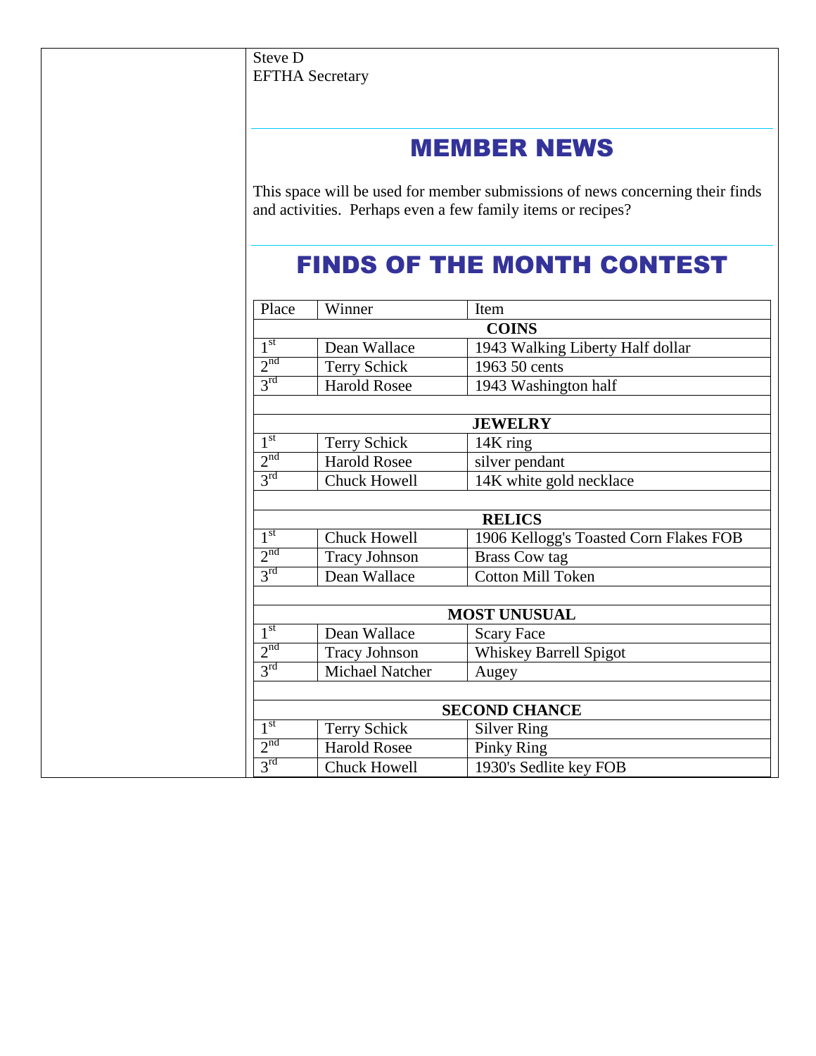Steve D
EFTHA Secretary

## MEMBER NEWS

This space will be used for member submissions of news concerning their finds and activities. Perhaps even a few family items or recipes?

## FINDS OF THE MONTH CONTEST

| Place | Winner | Item |
|---|---|---|
| | **COINS** | |
| 1st | Dean Wallace | 1943 Walking Liberty Half dollar |
| 2nd | Terry Schick | 1963 50 cents |
| 3rd | Harold Rosee | 1943 Washington half |
| | | |
| | **JEWELRY** | |
| 1st | Terry Schick | 14K ring |
| 2nd | Harold Rosee | silver pendant |
| 3rd | Chuck Howell | 14K white gold necklace |
| | | |
| | **RELICS** | |
| 1st | Chuck Howell | 1906 Kellogg's Toasted Corn Flakes FOB |
| 2nd | Tracy Johnson | Brass Cow tag |
| 3rd | Dean Wallace | Cotton Mill Token |
| | | |
| | **MOST UNUSUAL** | |
| 1st | Dean Wallace | Scary Face |
| 2nd | Tracy Johnson | Whiskey Barrell Spigot |
| 3rd | Michael Natcher | Augey |
| | | |
| | **SECOND CHANCE** | |
| 1st | Terry Schick | Silver Ring |
| 2nd | Harold Rosee | Pinky Ring |
| 3rd | Chuck Howell | 1930's Sedlite key FOB |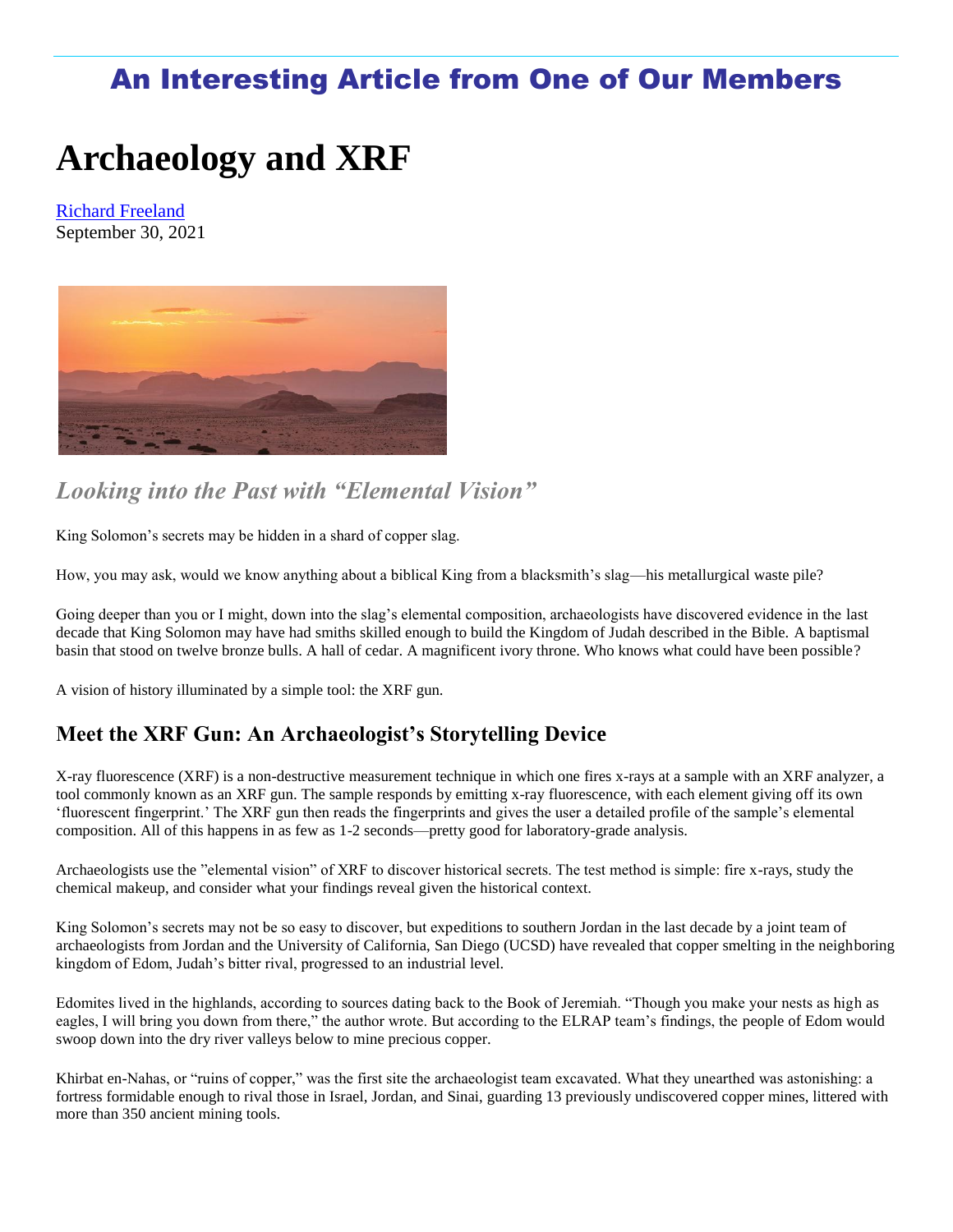## An Interesting Article from One of Our Members

# Archaeology and XRF

Richard Freeland
September 30, 2021

### *Looking into the Past with "Elemental Vision"*

King Solomon's secrets may be hidden in a shard of copper slag.

How, you may ask, would we know anything about a biblical King from a blacksmith's slag—his metallurgical waste pile?

Going deeper than you or I might, down into the slag's elemental composition, archaeologists have discovered evidence in the last decade that King Solomon may have had smiths skilled enough to build the Kingdom of Judah described in the Bible. A baptismal basin that stood on twelve bronze bulls. A hall of cedar. A magnificent ivory throne. Who knows what could have been possible?

A vision of history illuminated by a simple tool: the XRF gun.

## Meet the XRF Gun: An Archaeologist's Storytelling Device

X-ray fluorescence (XRF) is a non-destructive measurement technique in which one fires x-rays at a sample with an XRF analyzer, a tool commonly known as an XRF gun. The sample responds by emitting x-ray fluorescence, with each element giving off its own 'fluorescent fingerprint.' The XRF gun then reads the fingerprints and gives the user a detailed profile of the sample's elemental composition. All of this happens in as few as 1-2 seconds—pretty good for laboratory-grade analysis.

Archaeologists use the "elemental vision" of XRF to discover historical secrets. The test method is simple: fire x-rays, study the chemical makeup, and consider what your findings reveal given the historical context.

King Solomon's secrets may not be so easy to discover, but expeditions to southern Jordan in the last decade by a joint team of archaeologists from Jordan and the University of California, San Diego (UCSD) have revealed that copper smelting in the neighboring kingdom of Edom, Judah's bitter rival, progressed to an industrial level.

Edomites lived in the highlands, according to sources dating back to the Book of Jeremiah. "Though you make your nests as high as eagles, I will bring you down from there," the author wrote. But according to the ELRAP team's findings, the people of Edom would swoop down into the dry river valleys below to mine precious copper.

Khirbat en-Nahas, or "ruins of copper," was the first site the archaeologist team excavated. What they unearthed was astonishing: a fortress formidable enough to rival those in Israel, Jordan, and Sinai, guarding 13 previously undiscovered copper mines, littered with more than 350 ancient mining tools.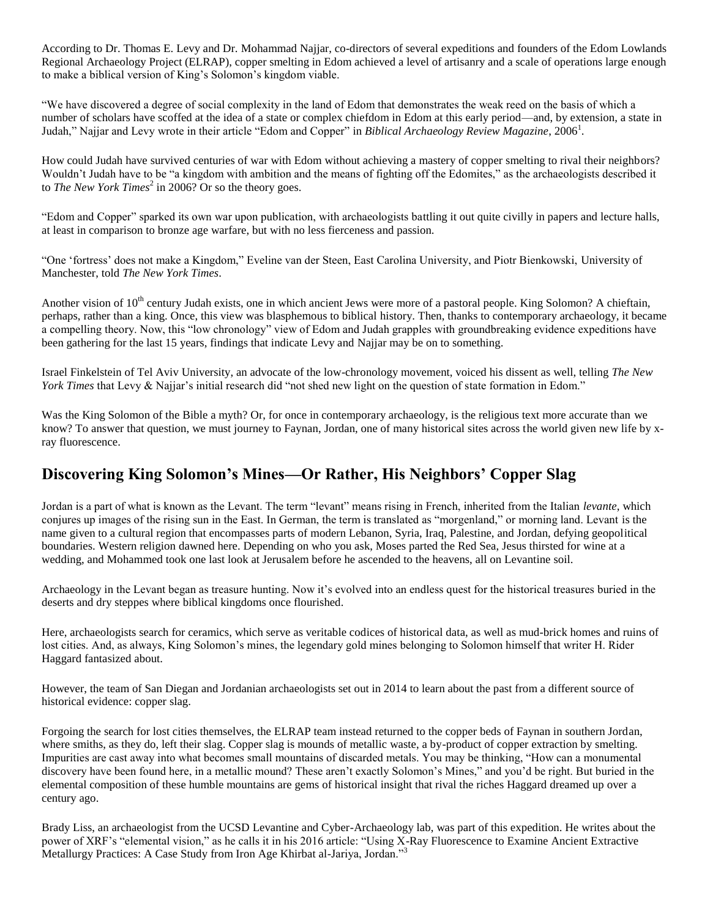According to Dr. Thomas E. Levy and Dr. Mohammad Najjar, co-directors of several expeditions and founders of the Edom Lowlands Regional Archaeology Project (ELRAP), copper smelting in Edom achieved a level of artisanry and a scale of operations large enough to make a biblical version of King's Solomon's kingdom viable.

"We have discovered a degree of social complexity in the land of Edom that demonstrates the weak reed on the basis of which a number of scholars have scoffed at the idea of a state or complex chiefdom in Edom at this early period—and, by extension, a state in Judah," Najjar and Levy wrote in their article "Edom and Copper" in *Biblical Archaeology Review Magazine*, 2006[1].

How could Judah have survived centuries of war with Edom without achieving a mastery of copper smelting to rival their neighbors? Wouldn't Judah have to be "a kingdom with ambition and the means of fighting off the Edomites," as the archaeologists described it to *The New York Times*[2] in 2006? Or so the theory goes.

"Edom and Copper" sparked its own war upon publication, with archaeologists battling it out quite civilly in papers and lecture halls, at least in comparison to bronze age warfare, but with no less fierceness and passion.

"One 'fortress' does not make a Kingdom," Eveline van der Steen, East Carolina University, and Piotr Bienkowski, University of Manchester, told *The New York Times*.

Another vision of 10th century Judah exists, one in which ancient Jews were more of a pastoral people. King Solomon? A chieftain, perhaps, rather than a king. Once, this view was blasphemous to biblical history. Then, thanks to contemporary archaeology, it became a compelling theory. Now, this "low chronology" view of Edom and Judah grapples with groundbreaking evidence expeditions have been gathering for the last 15 years, findings that indicate Levy and Najjar may be on to something.

Israel Finkelstein of Tel Aviv University, an advocate of the low-chronology movement, voiced his dissent as well, telling *The New York Times* that Levy & Najjar's initial research did "not shed new light on the question of state formation in Edom."

Was the King Solomon of the Bible a myth? Or, for once in contemporary archaeology, is the religious text more accurate than we know? To answer that question, we must journey to Faynan, Jordan, one of many historical sites across the world given new life by x-ray fluorescence.

## Discovering King Solomon's Mines—Or Rather, His Neighbors' Copper Slag

Jordan is a part of what is known as the Levant. The term "levant" means rising in French, inherited from the Italian *levante*, which conjures up images of the rising sun in the East. In German, the term is translated as "morgenland," or morning land. Levant is the name given to a cultural region that encompasses parts of modern Lebanon, Syria, Iraq, Palestine, and Jordan, defying geopolitical boundaries. Western religion dawned here. Depending on who you ask, Moses parted the Red Sea, Jesus thirsted for wine at a wedding, and Mohammed took one last look at Jerusalem before he ascended to the heavens, all on Levantine soil.

Archaeology in the Levant began as treasure hunting. Now it's evolved into an endless quest for the historical treasures buried in the deserts and dry steppes where biblical kingdoms once flourished.

Here, archaeologists search for ceramics, which serve as veritable codices of historical data, as well as mud-brick homes and ruins of lost cities. And, as always, King Solomon's mines, the legendary gold mines belonging to Solomon himself that writer H. Rider Haggard fantasized about.

However, the team of San Diegan and Jordanian archaeologists set out in 2014 to learn about the past from a different source of historical evidence: copper slag.

Forgoing the search for lost cities themselves, the ELRAP team instead returned to the copper beds of Faynan in southern Jordan, where smiths, as they do, left their slag. Copper slag is mounds of metallic waste, a by-product of copper extraction by smelting. Impurities are cast away into what becomes small mountains of discarded metals. You may be thinking, "How can a monumental discovery have been found here, in a metallic mound? These aren't exactly Solomon's Mines," and you'd be right. But buried in the elemental composition of these humble mountains are gems of historical insight that rival the riches Haggard dreamed up over a century ago.

Brady Liss, an archaeologist from the UCSD Levantine and Cyber-Archaeology lab, was part of this expedition. He writes about the power of XRF's "elemental vision," as he calls it in his 2016 article: "Using X-Ray Fluorescence to Examine Ancient Extractive Metallurgy Practices: A Case Study from Iron Age Khirbat al-Jariya, Jordan."[3]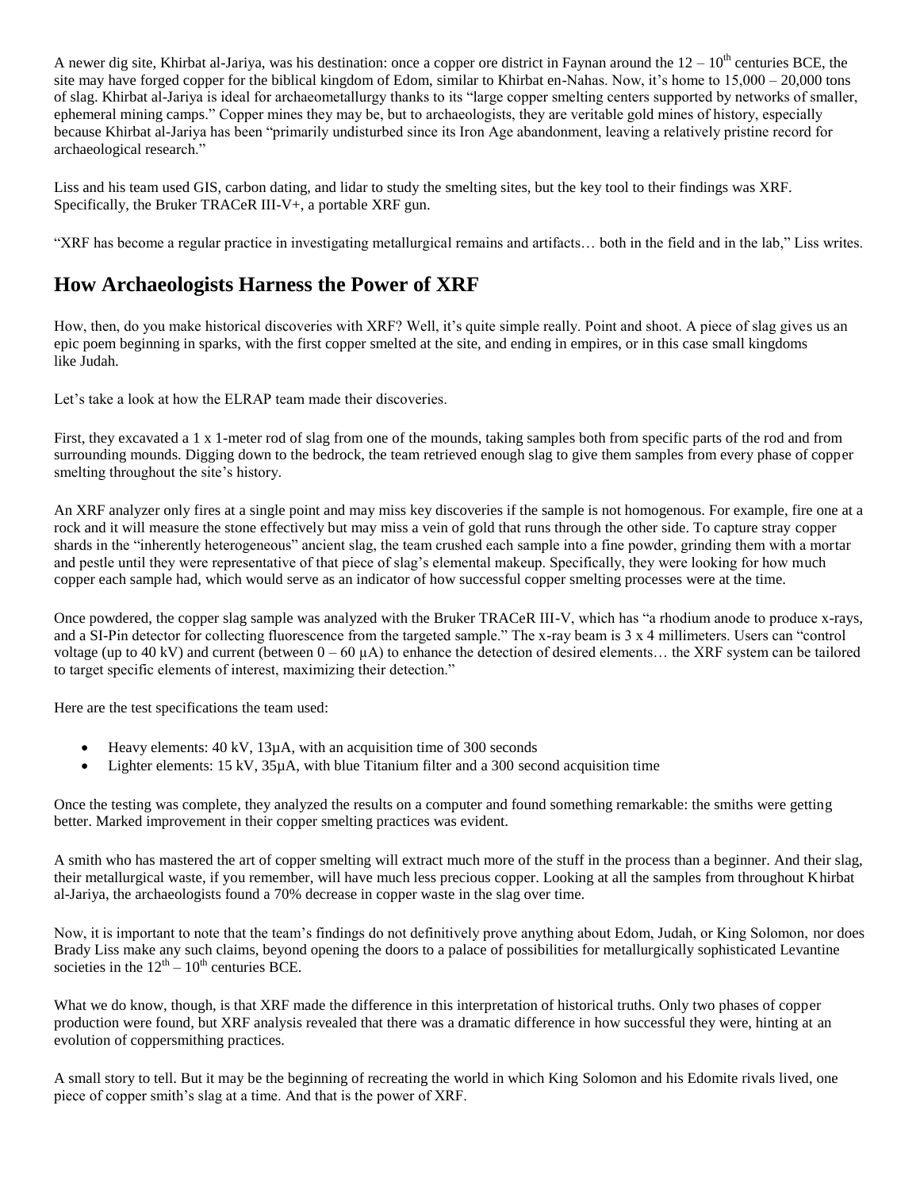A newer dig site, Khirbat al-Jariya, was his destination: once a copper ore district in Faynan around the $12 – 10^{th}$ centuries BCE, the site may have forged copper for the biblical kingdom of Edom, similar to Khirbat en-Nahas. Now, it's home to 15,000 – 20,000 tons of slag. Khirbat al-Jariya is ideal for archaeometallurgy thanks to its "large copper smelting centers supported by networks of smaller, ephemeral mining camps." Copper mines they may be, but to archaeologists, they are veritable gold mines of history, especially because Khirbat al-Jariya has been "primarily undisturbed since its Iron Age abandonment, leaving a relatively pristine record for archaeological research."

Liss and his team used GIS, carbon dating, and lidar to study the smelting sites, but the key tool to their findings was XRF. Specifically, the Bruker TRACeR III-V+, a portable XRF gun.

"XRF has become a regular practice in investigating metallurgical remains and artifacts… both in the field and in the lab," Liss writes.

## How Archaeologists Harness the Power of XRF

How, then, do you make historical discoveries with XRF? Well, it's quite simple really. Point and shoot. A piece of slag gives us an epic poem beginning in sparks, with the first copper smelted at the site, and ending in empires, or in this case small kingdoms like Judah.

Let's take a look at how the ELRAP team made their discoveries.

First, they excavated a 1 x 1-meter rod of slag from one of the mounds, taking samples both from specific parts of the rod and from surrounding mounds. Digging down to the bedrock, the team retrieved enough slag to give them samples from every phase of copper smelting throughout the site's history.

An XRF analyzer only fires at a single point and may miss key discoveries if the sample is not homogenous. For example, fire one at a rock and it will measure the stone effectively but may miss a vein of gold that runs through the other side. To capture stray copper shards in the "inherently heterogeneous" ancient slag, the team crushed each sample into a fine powder, grinding them with a mortar and pestle until they were representative of that piece of slag's elemental makeup. Specifically, they were looking for how much copper each sample had, which would serve as an indicator of how successful copper smelting processes were at the time.

Once powdered, the copper slag sample was analyzed with the Bruker TRACeR III-V, which has "a rhodium anode to produce x-rays, and a SI-Pin detector for collecting fluorescence from the targeted sample." The x-ray beam is 3 x 4 millimeters. Users can "control voltage (up to 40 kV) and current (between 0 – 60 µA) to enhance the detection of desired elements… the XRF system can be tailored to target specific elements of interest, maximizing their detection."

Here are the test specifications the team used:

- Heavy elements: 40 kV, 13µA, with an acquisition time of 300 seconds
- Lighter elements: 15 kV, 35µA, with blue Titanium filter and a 300 second acquisition time

Once the testing was complete, they analyzed the results on a computer and found something remarkable: the smiths were getting better. Marked improvement in their copper smelting practices was evident.

A smith who has mastered the art of copper smelting will extract much more of the stuff in the process than a beginner. And their slag, their metallurgical waste, if you remember, will have much less precious copper. Looking at all the samples from throughout Khirbat al-Jariya, the archaeologists found a 70% decrease in copper waste in the slag over time.

Now, it is important to note that the team's findings do not definitively prove anything about Edom, Judah, or King Solomon, nor does Brady Liss make any such claims, beyond opening the doors to a palace of possibilities for metallurgically sophisticated Levantine societies in the $12^{th} – 10^{th}$ centuries BCE.

What we do know, though, is that XRF made the difference in this interpretation of historical truths. Only two phases of copper production were found, but XRF analysis revealed that there was a dramatic difference in how successful they were, hinting at an evolution of coppersmithing practices.

A small story to tell. But it may be the beginning of recreating the world in which King Solomon and his Edomite rivals lived, one piece of copper smith's slag at a time. And that is the power of XRF.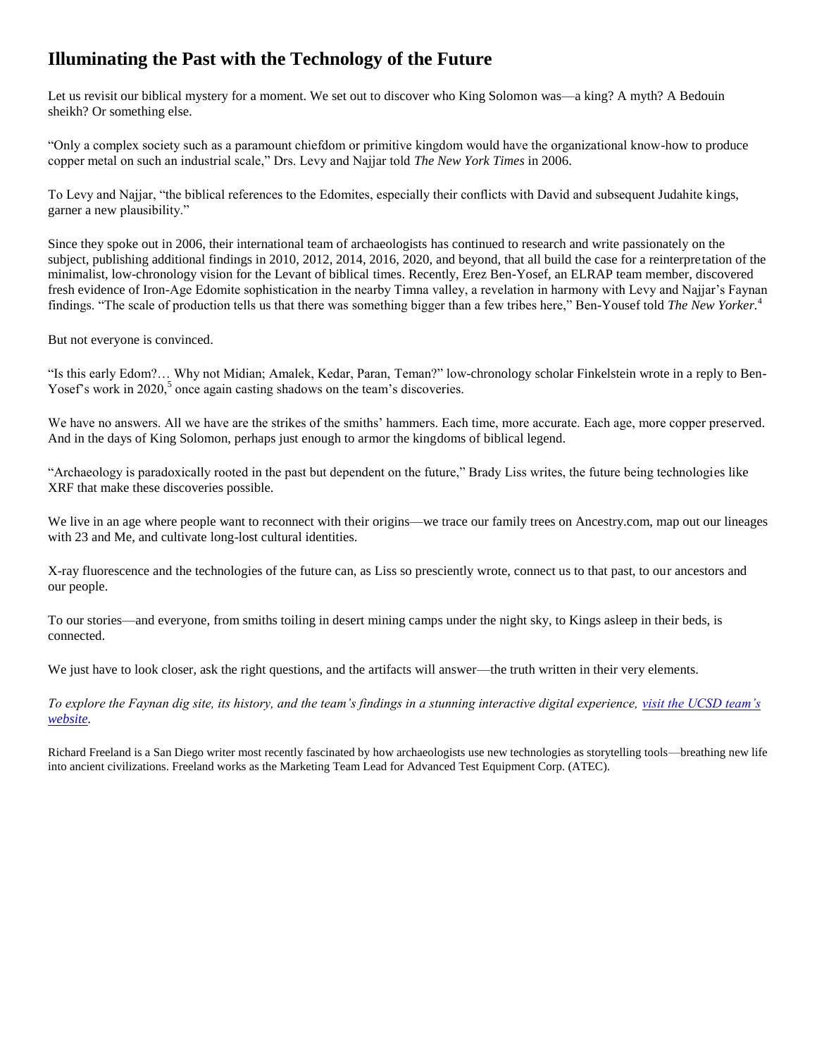## Illuminating the Past with the Technology of the Future

Let us revisit our biblical mystery for a moment. We set out to discover who King Solomon was—a king? A myth? A Bedouin sheikh? Or something else.

"Only a complex society such as a paramount chiefdom or primitive kingdom would have the organizational know-how to produce copper metal on such an industrial scale," Drs. Levy and Najjar told *The New York Times* in 2006.

To Levy and Najjar, "the biblical references to the Edomites, especially their conflicts with David and subsequent Judahite kings, garner a new plausibility."

Since they spoke out in 2006, their international team of archaeologists has continued to research and write passionately on the subject, publishing additional findings in 2010, 2012, 2014, 2016, 2020, and beyond, that all build the case for a reinterpretation of the minimalist, low-chronology vision for the Levant of biblical times. Recently, Erez Ben-Yosef, an ELRAP team member, discovered fresh evidence of Iron-Age Edomite sophistication in the nearby Timna valley, a revelation in harmony with Levy and Najjar's Faynan findings. "The scale of production tells us that there was something bigger than a few tribes here," Ben-Yousef told *The New Yorker*.[4]

But not everyone is convinced.

"Is this early Edom?… Why not Midian; Amalek, Kedar, Paran, Teman?" low-chronology scholar Finkelstein wrote in a reply to Ben-Yosef's work in 2020,[5] once again casting shadows on the team's discoveries.

We have no answers. All we have are the strikes of the smiths' hammers. Each time, more accurate. Each age, more copper preserved. And in the days of King Solomon, perhaps just enough to armor the kingdoms of biblical legend.

"Archaeology is paradoxically rooted in the past but dependent on the future," Brady Liss writes, the future being technologies like XRF that make these discoveries possible.

We live in an age where people want to reconnect with their origins—we trace our family trees on Ancestry.com, map out our lineages with 23 and Me, and cultivate long-lost cultural identities.

X-ray fluorescence and the technologies of the future can, as Liss so presciently wrote, connect us to that past, to our ancestors and our people.

To our stories—and everyone, from smiths toiling in desert mining camps under the night sky, to Kings asleep in their beds, is connected.

We just have to look closer, ask the right questions, and the artifacts will answer—the truth written in their very elements.

*To explore the Faynan dig site, its history, and the team's findings in a stunning interactive digital experience, visit the UCSD team's website.*

Richard Freeland is a San Diego writer most recently fascinated by how archaeologists use new technologies as storytelling tools—breathing new life into ancient civilizations. Freeland works as the Marketing Team Lead for Advanced Test Equipment Corp. (ATEC).